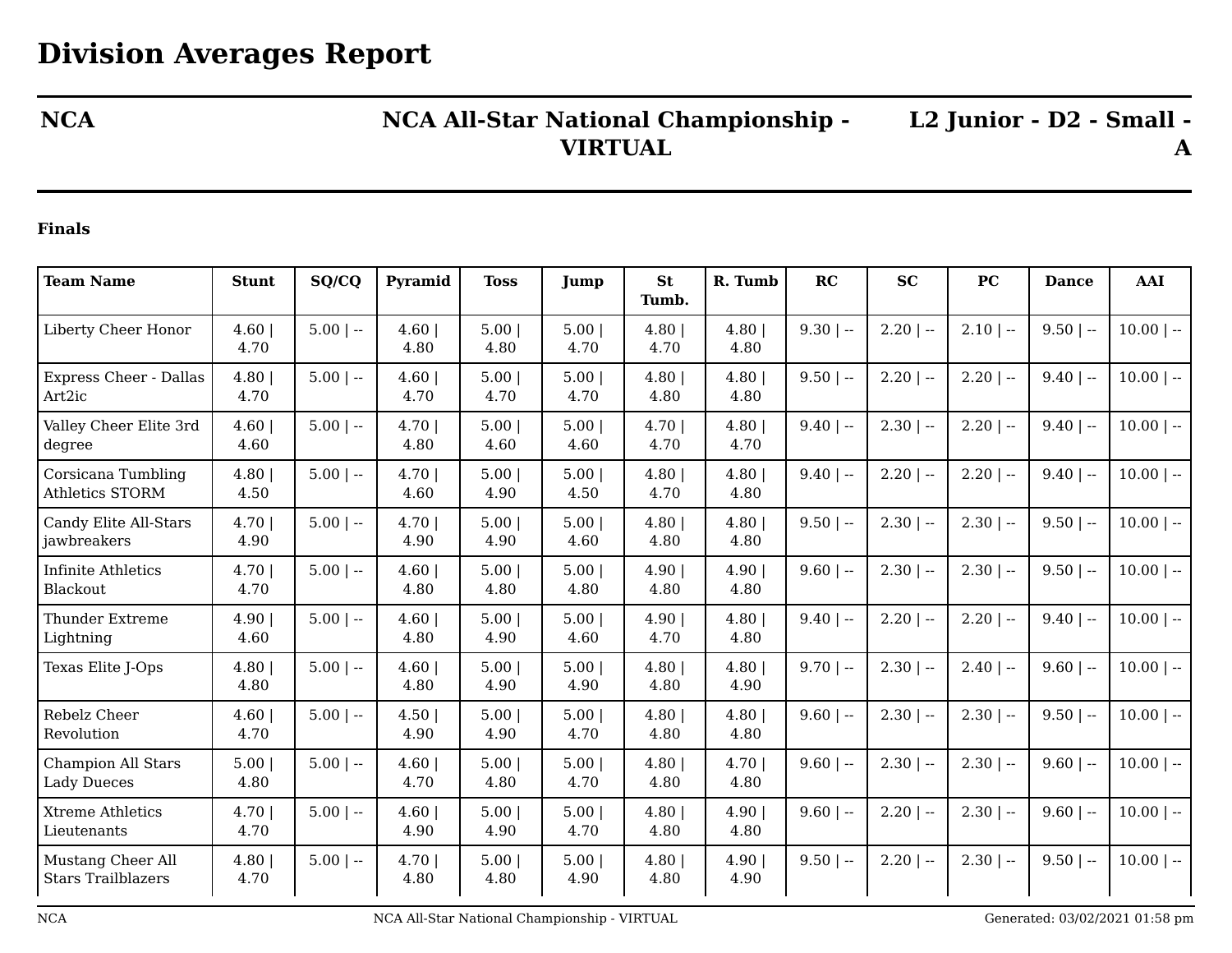# Division Averages Report

| NCA | NCA All-Star National Championship - VIRTUAL | L2 Junior - D2 - Small - A |
|---|---|---|

**Finals**

| Team Name | Stunt | SQ/CQ | Pyramid | Toss | Jump | St Tumb. | R. Tumb | RC | SC | PC | Dance | AAI |
|---|---|---|---|---|---|---|---|---|---|---|---|---|
| Liberty Cheer Honor | 4.60 \| 4.70 | 5.00 \| -- | 4.60 \| 4.80 | 5.00 \| 4.80 | 5.00 \| 4.70 | 4.80 \| 4.70 | 4.80 \| 4.80 | 9.30 \| -- | 2.20 \| -- | 2.10 \| -- | 9.50 \| -- | 10.00 \| -- |
| Express Cheer - Dallas Art2ic | 4.80 \| 4.70 | 5.00 \| -- | 4.60 \| 4.70 | 5.00 \| 4.70 | 5.00 \| 4.70 | 4.80 \| 4.80 | 4.80 \| 4.80 | 9.50 \| -- | 2.20 \| -- | 2.20 \| -- | 9.40 \| -- | 10.00 \| -- |
| Valley Cheer Elite 3rd degree | 4.60 \| 4.60 | 5.00 \| -- | 4.70 \| 4.80 | 5.00 \| 4.60 | 5.00 \| 4.60 | 4.70 \| 4.70 | 4.80 \| 4.70 | 9.40 \| -- | 2.30 \| -- | 2.20 \| -- | 9.40 \| -- | 10.00 \| -- |
| Corsicana Tumbling Athletics STORM | 4.80 \| 4.50 | 5.00 \| -- | 4.70 \| 4.60 | 5.00 \| 4.90 | 5.00 \| 4.50 | 4.80 \| 4.70 | 4.80 \| 4.80 | 9.40 \| -- | 2.20 \| -- | 2.20 \| -- | 9.40 \| -- | 10.00 \| -- |
| Candy Elite All-Stars jawbreakers | 4.70 \| 4.90 | 5.00 \| -- | 4.70 \| 4.90 | 5.00 \| 4.90 | 5.00 \| 4.60 | 4.80 \| 4.80 | 4.80 \| 4.80 | 9.50 \| -- | 2.30 \| -- | 2.30 \| -- | 9.50 \| -- | 10.00 \| -- |
| Infinite Athletics Blackout | 4.70 \| 4.70 | 5.00 \| -- | 4.60 \| 4.80 | 5.00 \| 4.80 | 5.00 \| 4.80 | 4.90 \| 4.80 | 4.90 \| 4.80 | 9.60 \| -- | 2.30 \| -- | 2.30 \| -- | 9.50 \| -- | 10.00 \| -- |
| Thunder Extreme Lightning | 4.90 \| 4.60 | 5.00 \| -- | 4.60 \| 4.80 | 5.00 \| 4.90 | 5.00 \| 4.60 | 4.90 \| 4.70 | 4.80 \| 4.80 | 9.40 \| -- | 2.20 \| -- | 2.20 \| -- | 9.40 \| -- | 10.00 \| -- |
| Texas Elite J-Ops | 4.80 \| 4.80 | 5.00 \| -- | 4.60 \| 4.80 | 5.00 \| 4.90 | 5.00 \| 4.90 | 4.80 \| 4.80 | 4.80 \| 4.90 | 9.70 \| -- | 2.30 \| -- | 2.40 \| -- | 9.60 \| -- | 10.00 \| -- |
| Rebelz Cheer Revolution | 4.60 \| 4.70 | 5.00 \| -- | 4.50 \| 4.90 | 5.00 \| 4.90 | 5.00 \| 4.70 | 4.80 \| 4.80 | 4.80 \| 4.80 | 9.60 \| -- | 2.30 \| -- | 2.30 \| -- | 9.50 \| -- | 10.00 \| -- |
| Champion All Stars Lady Dueces | 5.00 \| 4.80 | 5.00 \| -- | 4.60 \| 4.70 | 5.00 \| 4.80 | 5.00 \| 4.70 | 4.80 \| 4.80 | 4.70 \| 4.80 | 9.60 \| -- | 2.30 \| -- | 2.30 \| -- | 9.60 \| -- | 10.00 \| -- |
| Xtreme Athletics Lieutenants | 4.70 \| 4.70 | 5.00 \| -- | 4.60 \| 4.90 | 5.00 \| 4.90 | 5.00 \| 4.70 | 4.80 \| 4.80 | 4.90 \| 4.80 | 9.60 \| -- | 2.20 \| -- | 2.30 \| -- | 9.60 \| -- | 10.00 \| -- |
| Mustang Cheer All Stars Trailblazers | 4.80 \| 4.70 | 5.00 \| -- | 4.70 \| 4.80 | 5.00 \| 4.80 | 5.00 \| 4.90 | 4.80 \| 4.80 | 4.90 \| 4.90 | 9.50 \| -- | 2.20 \| -- | 2.30 \| -- | 9.50 \| -- | 10.00 \| -- |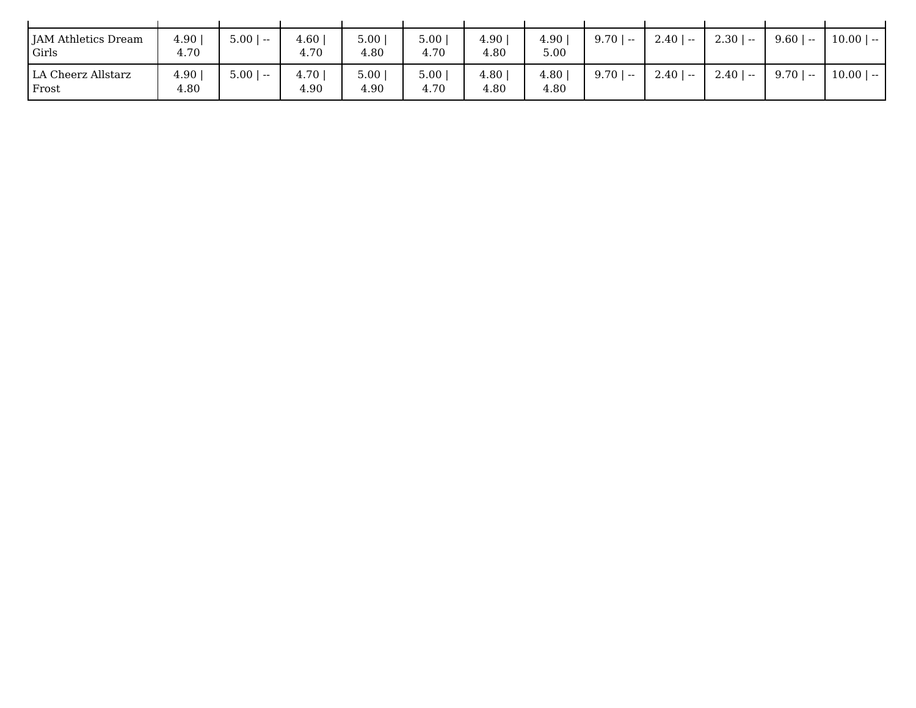| | | | | | | | | | | | | |
|---|---|---|---|---|---|---|---|---|---|---|---|---|
| JAM Athletics Dream Girls | 4.90 \| 4.70 | 5.00 \| -- | 4.60 \| 4.70 | 5.00 \| 4.80 | 5.00 \| 4.70 | 4.90 \| 4.80 | 4.90 \| 5.00 | 9.70 \| -- | 2.40 \| -- | 2.30 \| -- | 9.60 \| -- | 10.00 \| -- |
| LA Cheerz Allstarz Frost | 4.90 \| 4.80 | 5.00 \| -- | 4.70 \| 4.90 | 5.00 \| 4.90 | 5.00 \| 4.70 | 4.80 \| 4.80 | 4.80 \| 4.80 | 9.70 \| -- | 2.40 \| -- | 2.40 \| -- | 9.70 \| -- | 10.00 \| -- |